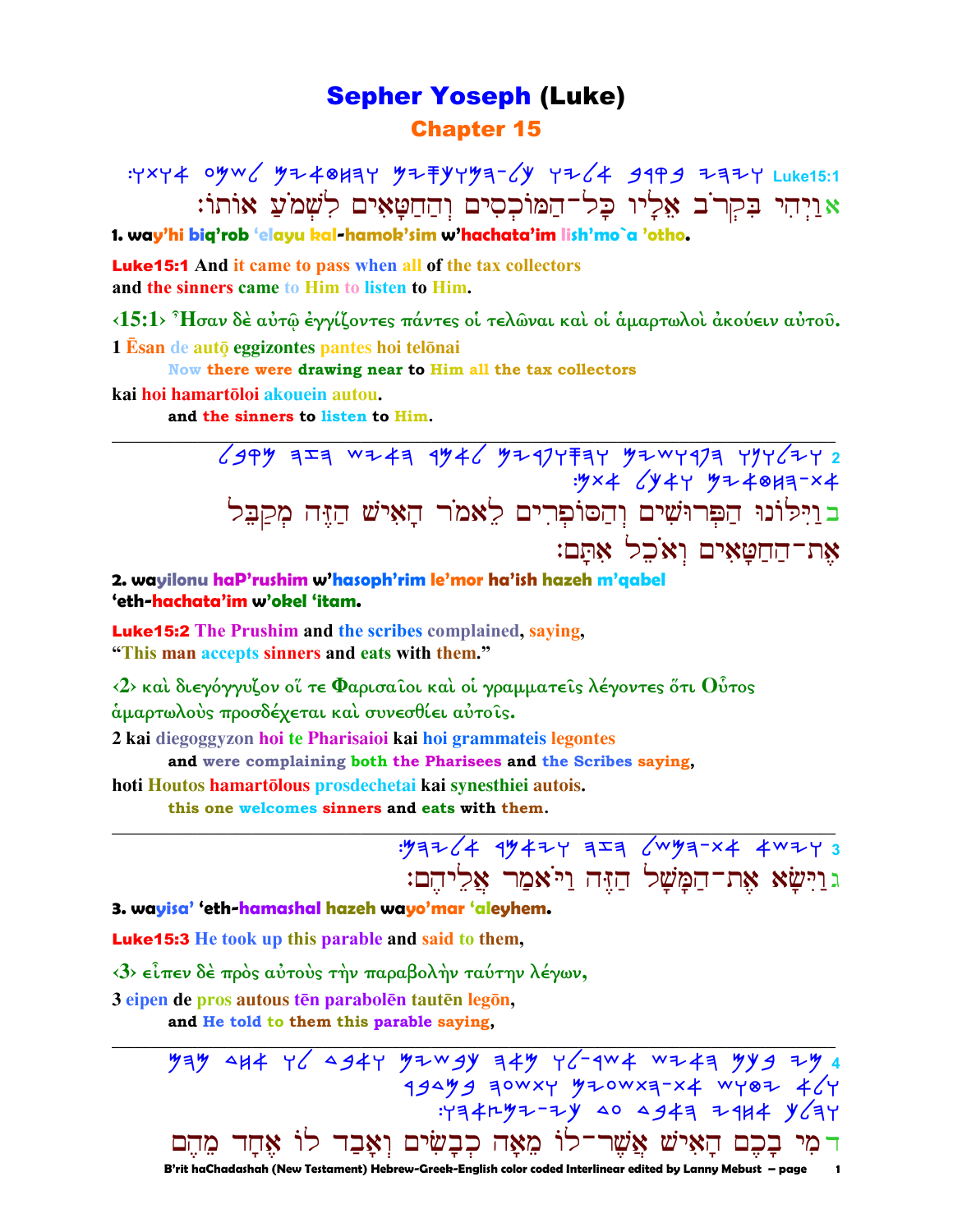# Sepher Yoseph (Luke)

## Chapter 15

:ʏxʏ4 oʏw ʏ... Luke15:1

אוַיְהִי בְּקָרֹב אֵלָיו כָּל־הַמּוֹכְסִים וְהַחַטָּאִים לִשְׁמֹעַ אוֹתוֹ׃

**1. way'hi biq'rob 'elayu kal-hamok'sim w'hachata'im lish'mo`a 'otho.**

**Luke15:1** And it came to pass when all of the tax collectors and the sinners came to Him to listen to Him.

‹15:1› Ἦσαν δὲ αὐτῷ ἐγγίζοντες πάντες οἱ τελῶναι καὶ οἱ ἁμαρτωλοὶ ἀκούειν αὐτοῦ.

1 Ēsan de autō eggizontes pantes hoi telōnai
Now there were drawing near to Him all the tax collectors
kai hoi hamartōloi akouein autou.
and the sinners to listen to Him.

---

בוַיִּלּוֹנוּ הַפְּרוּשִׁים וְהַסּוֹפְרִים לֵאמֹר הָאִישׁ הַזֶּה מְקַבֵּל אֶת־הַחַטָּאִים וְאֹכֵל אִתָּם׃

**2. wayilonu haP'rushim w'hasoph'rim le'mor ha'ish hazeh m'qabel 'eth-hachata'im w'okel 'itam.**

**Luke15:2** The Prushim and the scribes complained, saying, "This man accepts sinners and eats with them."

‹2› καὶ διεγόγγυζον οἵ τε Φαρισαῖοι καὶ οἱ γραμματεῖς λέγοντες ὅτι Οὗτος ἁμαρτωλοὺς προσδέχεται καὶ συνεσθίει αὐτοῖς.

2 kai diegoggyzon hoi te Pharisaioi kai hoi grammateis legontes
and were complaining both the Pharisees and the Scribes saying,
hoti Houtos hamartōlous prosdechetai kai synesthiei autois.
this one welcomes sinners and eats with them.

---

גוַיִּשָּׂא אֶת־הַמָּשָׁל הַזֶּה וַיֹּאמַר אֲלֵיהֶם׃

**3. wayisa' 'eth-hamashal hazeh wayo'mar 'aleyhem.**

**Luke15:3** He took up this parable and said to them,

‹3› εἶπεν δὲ πρὸς αὐτοὺς τὴν παραβολὴν ταύτην λέγων,

3 eipen de pros autous tēn parabolēn tautēn legōn,
and He told to them this parable saying,

---

דמִי בָכֶם הָאִישׁ אֲשֶׁר־לוֹ מֵאָה כְבָשִׂים וְאָבַד לוֹ אֶחָד מֵהֶם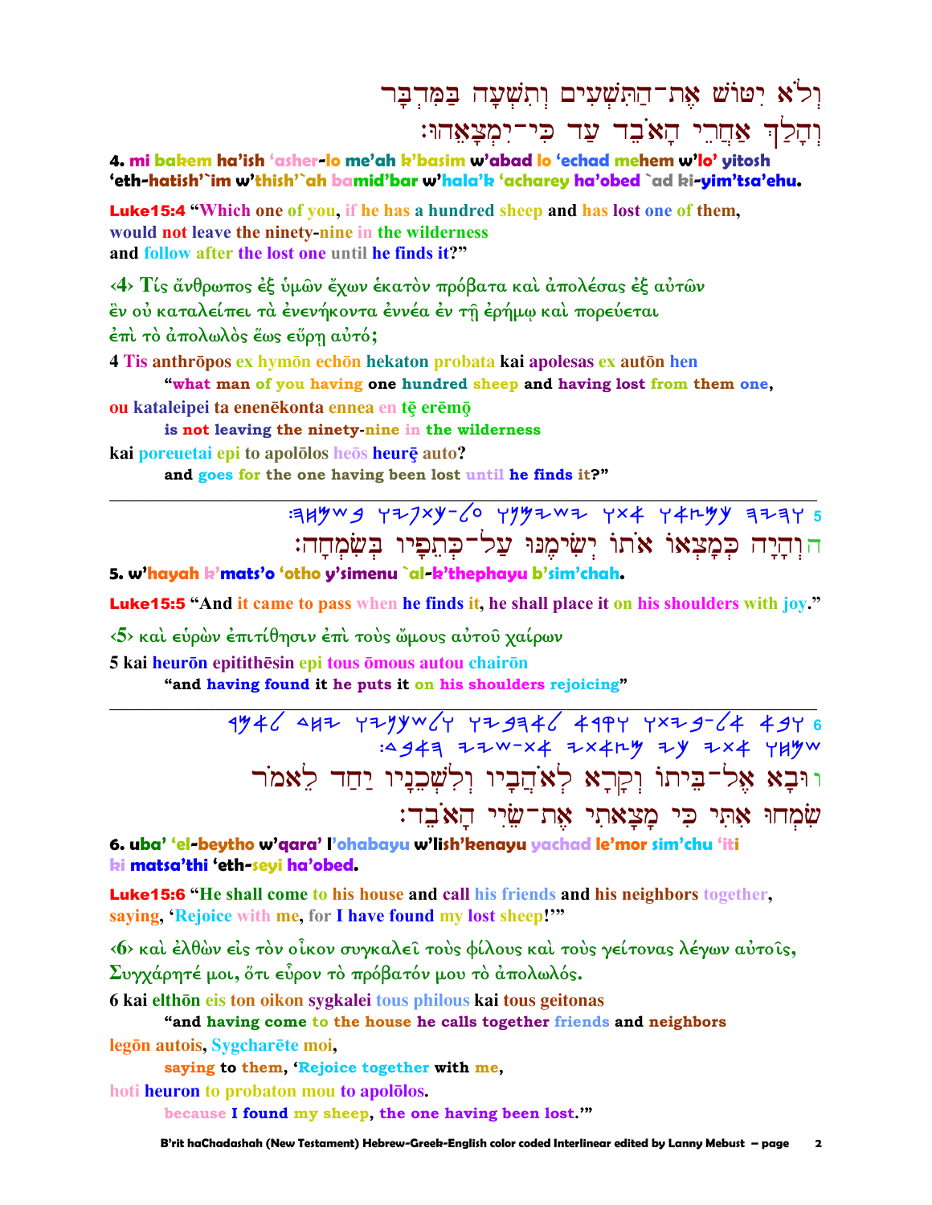וְלֹא יִטּוֹשׁ אֶת־הַתִּשְׁעִים וְתִשְׁעָה בַּמִּדְבָּר
וְהָלַךְ אַחֲרֵי הָאֹבֵד עַד כִּי־יִמְצָאֵהוּ׃

**4. mi bakem ha'ish 'asher-lo me'ah k'basim w'abad lo 'echad mehem w'lo' yitosh 'eth-hatish'`im w'thish'`ah bamid'bar w'hala'k 'acharey ha'obed `ad ki-yim'tsa'ehu.**

**Luke15:4 "Which one of you, if he has a hundred sheep and has lost one of them, would not leave the ninety-nine in the wilderness and follow after the lost one until he finds it?"**

‹4› Τίς ἄνθρωπος ἐξ ὑμῶν ἔχων ἑκατὸν πρόβατα καὶ ἀπολέσας ἐξ αὐτῶν ἓν οὐ καταλείπει τὰ ἐνενήκοντα ἐννέα ἐν τῇ ἐρήμῳ καὶ πορεύεται ἐπὶ τὸ ἀπολωλὸς ἕως εὕρῃ αὐτό;

**4 Tis anthrōpos ex hymōn echōn hekaton probata kai apolesas ex autōn hen**
**"what man of you having one hundred sheep and having lost from them one,**
**ou kataleipei ta enenēkonta ennea en tē erēmō**
**is not leaving the ninety-nine in the wilderness**
**kai poreuetai epi to apolōlos heōs heurē auto?**
**and goes for the one having been lost until he finds it?"**

---

𐤅𐤄𐤉𐤄 𐤊𐤌𐤑𐤀𐤅 𐤀𐤕𐤅 𐤉𐤔𐤉𐤌𐤍𐤅 𐤏𐤋-𐤊𐤕𐤐𐤉𐤅 𐤁𐤔𐤌𐤇𐤄: 5

5 וְהָיָה כְּמָצְאוֹ אֹתוֹ יְשִׂימֶנּוּ עַל־כְּתֵפָיו בְּשִׂמְחָה׃

**5. w'hayah k'mats'o 'otho y'simenu `al-k'thephayu b'sim'chah.**

**Luke15:5 "And it came to pass when he finds it, he shall place it on his shoulders with joy."**

‹5› καὶ εὑρὼν ἐπιτίθησιν ἐπὶ τοὺς ὤμους αὐτοῦ χαίρων

**5 kai heurōn epitithēsin epi tous ōmous autou chairōn**
**"and having found it he puts it on his shoulders rejoicing"**

---

𐤅𐤁𐤀 𐤀𐤋-𐤁𐤉𐤕𐤅 𐤅𐤒𐤓𐤀 𐤋𐤀𐤄𐤁𐤉𐤅 𐤅𐤋𐤔𐤊𐤍𐤉𐤅 𐤉𐤇𐤃 𐤋𐤀𐤌𐤓 6
𐤔𐤌𐤇𐤅 𐤀𐤕𐤉 𐤊𐤉 𐤌𐤑𐤀𐤕𐤉 𐤀𐤕-𐤔𐤉𐤉 𐤄𐤀𐤁𐤃:

6 וּבָא אֶל־בֵּיתוֹ וְקָרָא לְאֹהֲבָיו וְלִשְׁכֵנָיו יַחַד לֵאמֹר
שִׂמְחוּ אִתִּי כִּי מָצָאתִי אֶת־שֵׂיִי הָאֹבֵד׃

**6. uba' 'el-beytho w'qara' l'ohabayu w'lish'kenayu yachad le'mor sim'chu 'iti ki matsa'thi 'eth-seyi ha'obed.**

**Luke15:6 "He shall come to his house and call his friends and his neighbors together, saying, 'Rejoice with me, for I have found my lost sheep!'"**

‹6› καὶ ἐλθὼν εἰς τὸν οἶκον συγκαλεῖ τοὺς φίλους καὶ τοὺς γείτονας λέγων αὐτοῖς, Συγχάρητέ μοι, ὅτι εὗρον τὸ πρόβατόν μου τὸ ἀπολωλός.

**6 kai elthōn eis ton oikon sygkalei tous philous kai tous geitonas**
**"and having come to the house he calls together friends and neighbors**
**legōn autois, Sygcharēte moi,**
**saying to them, 'Rejoice together with me,**
**hoti heuron to probaton mou to apolōlos.**
**because I found my sheep, the one having been lost.'"**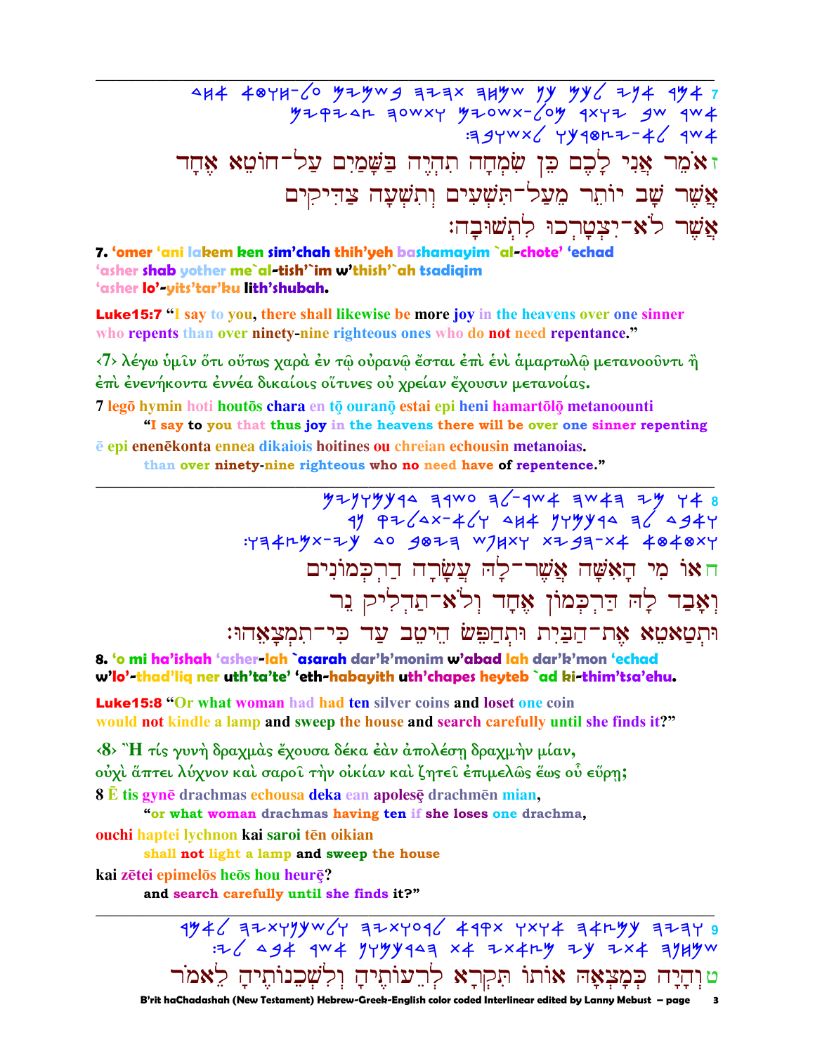---

זאֹמֵר אֲנִי לָכֶם כֵּן שִׂמְחָה תִהְיֶה בַשָּׁמַיִם עַל־חוֹטֵא אֶחָד אֲשֶׁר שָׁב יוֹתֵר מֵעַל־תִּשְׁעִים וְתִשְׁעָה צַדִּיקִים אֲשֶׁר לֹא־יִצְטָרְכוּ לִתְשׁוּבָה׃

**7. 'omer 'ani lakem ken sim'chah thih'yeh bashamayim `al-chote' 'echad 'asher shab yother me`al-tish'`im w'thish'`ah tsadiqim 'asher lo'-yits'tar'ku lith'shubah.**

**Luke15:7 "I say to you, there shall likewise be more joy in the heavens over one sinner who repents than over ninety-nine righteous ones who do not need repentance."**

<7> λέγω ὑμῖν ὅτι οὕτως χαρὰ ἐν τῷ οὐρανῷ ἔσται ἐπὶ ἑνὶ ἁμαρτωλῷ μετανοοῦντι ἢ ἐπὶ ἐνενήκοντα ἐννέα δικαίοις οἵτινες οὐ χρείαν ἔχουσιν μετανοίας.

7 legō hymin hoti houtōs chara en tō ouranō estai epi heni hamartōlō metanoounti
**"I say to you that thus joy in the heavens there will be over one sinner repenting**
ē epi enenēkonta ennea dikaiois hoitines ou chreian echousin metanoias.
**than over ninety-nine righteous who no need have of repentence."**

---

חאוֹ מִי הָאִשָּׁה אֲשֶׁר־לָהּ עֲשָׂרָה דַרְכְּמוֹנִים וְאָבַד לָהּ דַּרְכְּמוֹן אֶחָד וְלֹא־תַדְלִיק נֵר וּתְטַאטֵא אֶת־הַבַּיִת וּתְחַפֵּשׂ הֵיטֵב עַד כִּי־תִמְצָאֵהוּ׃

**8. 'o mi ha'ishah 'asher-lah `asarah dar'k'monim w'abad lah dar'k'mon 'echad w'lo'-thad'liq ner uth'ta'te' 'eth-habayith uth'chapes heyteb `ad ki-thim'tsa'ehu.**

**Luke15:8 "Or what woman had had ten silver coins and loset one coin would not kindle a lamp and sweep the house and search carefully until she finds it?"**

<8> Ἢ τίς γυνὴ δραχμὰς ἔχουσα δέκα ἐὰν ἀπολέσῃ δραχμὴν μίαν, οὐχὶ ἅπτει λύχνον καὶ σαροῖ τὴν οἰκίαν καὶ ζητεῖ ἐπιμελῶς ἕως οὗ εὕρῃ;

8 Ē tis gynē drachmas echousa deka ean apolesē drachmēn mian,
**"or what woman drachmas having ten if she loses one drachma,**
ouchi haptei lychnon kai saroi tēn oikian
**shall not light a lamp and sweep the house**
kai zētei epimelōs heōs hou heurē?
**and search carefully until she finds it?"**

---

טוְהָיָה כְּמָצְאָהּ אוֹתוֹ תִּקְרָא לְרֵעוֹתֶיהָ וְלִשְׁכֵנוֹתֶיהָ לֵאמֹר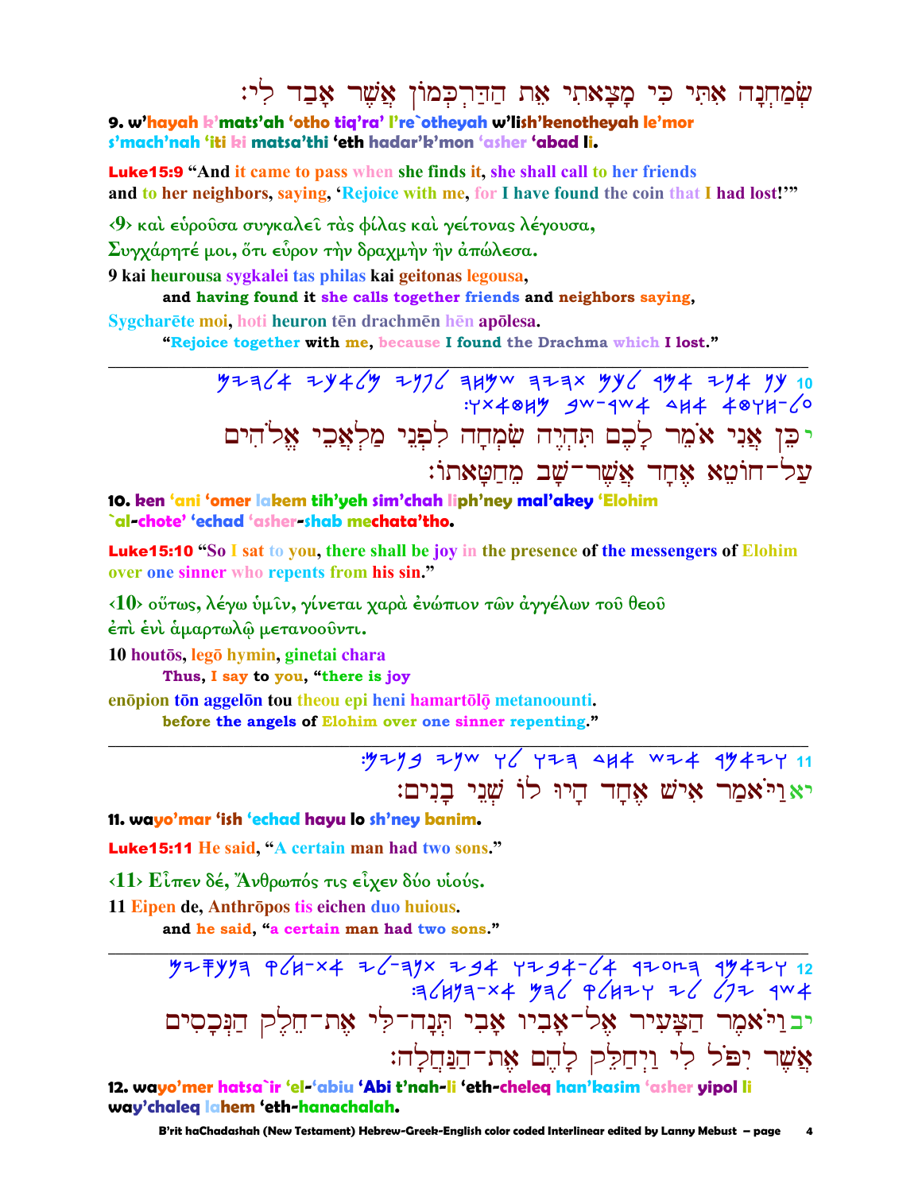שְׂמַחְנָה אִתִּי כִּי מָצָאתִי אֶת הַדַּרְכְּמוֹן אֲשֶׁר אָבַד לִי׃

**9. w'hayah k'mats'ah 'otho tiq'ra' l're`otheyah w'lish'kenotheyah le'mor s'mach'nah 'iti ki matsa'thi 'eth hadar'k'mon 'asher 'abad li.**

**Luke15:9** "And it came to pass when she finds it, she shall call to her friends and to her neighbors, saying, 'Rejoice with me, for I have found the coin that I had lost!'"

‹9› καὶ εὑροῦσα συγκαλεῖ τὰς φίλας καὶ γείτονας λέγουσα, Συγχάρητέ μοι, ὅτι εὗρον τὴν δραχμὴν ἣν ἀπώλεσα.

9 kai heurousa sygkalei tas philas kai geitonas legousa,
**and having found it she calls together friends and neighbors saying,**
Sygcharēte moi, hoti heuron tēn drachmēn hēn apōlesa.
**"Rejoice together with me, because I found the Drachma which I lost."**

---

10 יכן אני אמר לכם תהיה שמחה לפני מלאכי אלהים על־חוטא אחד אשר־שב מחטאתו׃

י כֵּן אֲנִי אֹמֵר לָכֶם תִּהְיֶה שִׂמְחָה לִפְנֵי מַלְאֲכֵי אֱלֹהִים עַל־חוֹטֵא אֶחָד אֲשֶׁר־שָׁב מֵחַטָּאתוֹ׃

**10. ken 'ani 'omer lakem tih'yeh sim'chah liph'ney mal'akey 'Elohim `al-chote' 'echad 'asher-shab mechata'tho.**

**Luke15:10** "So I sat to you, there shall be joy in the presence of the messengers of Elohim over one sinner who repents from his sin."

‹10› οὕτως, λέγω ὑμῖν, γίνεται χαρὰ ἐνώπιον τῶν ἀγγέλων τοῦ θεοῦ ἐπὶ ἑνὶ ἁμαρτωλῷ μετανοοῦντι.

10 houtōs, legō hymin, ginetai chara
**Thus, I say to you, "there is joy**
enōpion tōn aggelōn tou theou epi heni hamartōlō̢ metanoounti.
**before the angels of Elohim over one sinner repenting."**

---

11 ויאמר איש אחד היו לו שני בנים׃

יא וַיֹּאמַר אִישׁ אֶחָד הָיוּ לוֹ שְׁנֵי בָנִים׃

**11. wayo'mar 'ish 'echad hayu lo sh'ney banim.**

**Luke15:11** He said, "A certain man had two sons."

‹11› Εἶπεν δέ, Ἄνθρωπός τις εἶχεν δύο υἱούς.

11 Eipen de, Anthrōpos tis eichen duo huious.
**and he said, "a certain man had two sons."**

---

12 ויאמר הצעיר אל־אביו אבי תנה־לי את־חלק הנכסים אשר יפל לי ויחלק להם את־הנחלה׃

יב וַיֹּאמֶר הַצָּעִיר אֶל־אָבִיו אָבִי תְּנָה־לִי אֶת־חֵלֶק הַנְּכָסִים אֲשֶׁר יִפֹּל לִי וַיְחַלֵּק לָהֶם אֶת־הַנַּחֲלָה׃

**12. wayo'mer hatsa`ir 'el-'abiu 'Abi t'nah-li 'eth-cheleq han'kasim 'asher yipol li way'chaleq lahem 'eth-hanachalah.**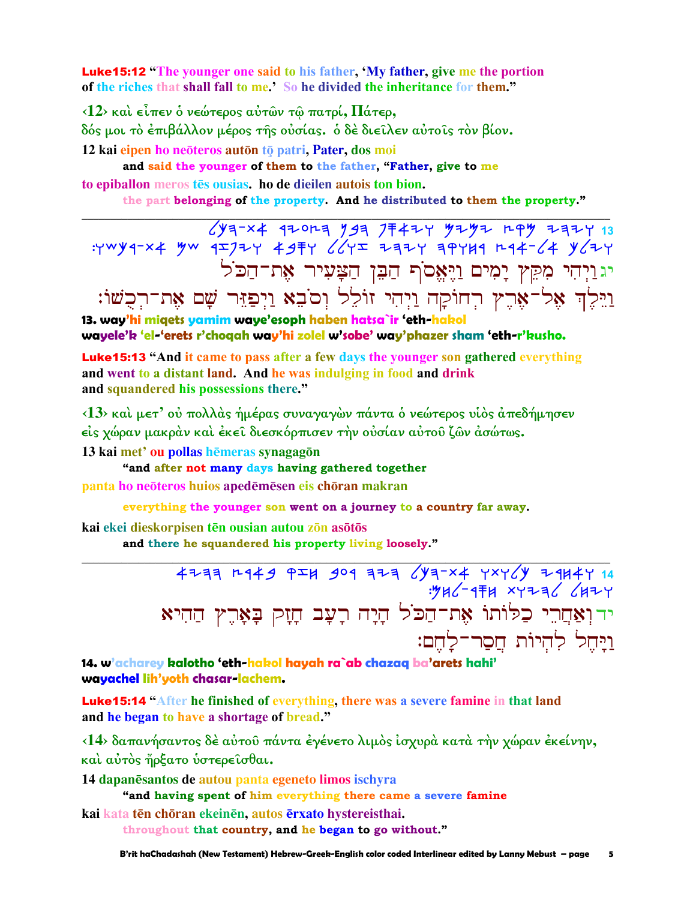**Luke15:12** "The younger one said to his father, 'My father, give me the portion of the riches that shall fall to me.' So he divided the inheritance for them."

‹12› καὶ εἶπεν ὁ νεώτερος αὐτῶν τῷ πατρί, Πάτερ, δός μοι τὸ ἐπιβάλλον μέρος τῆς οὐσίας. ὁ δὲ διεῖλεν αὐτοῖς τὸν βίον.

12 kai eipen ho neōteros autōn tō patri, Pater, dos moi
**and said the younger of them to the father, "Father, give to me**
to epiballon meros tēs ousias. ho de dieilen autois ton bion.
**the part belonging of the property. And he distributed to them the property."**

---

יג וַיְהִי מִקֵּץ יָמִים וַיֶּאֱסֹף הַבֵּן הַצָּעִיר אֶת־הַכֹּל וַיֵּלֶךְ אֶל־אֶרֶץ רְחוֹקָה וַיְהִי זוֹלֵל וְסֹבֵא וַיְפַזֵּר שָׁם אֶת־רְכֻשׁוֹ׃

**13. way'hi miqets yamim waye'esoph haben hatsa`ir 'eth-hakol wayele'k 'el-'erets r'choqah way'hi zolel w'sobe' way'phazer sham 'eth-r'kusho.**

**Luke15:13** "And it came to pass after a few days the younger son gathered everything and went to a distant land. And he was indulging in food and drink and squandered his possessions there."

‹13› καὶ μετ' οὐ πολλὰς ἡμέρας συναγαγὼν πάντα ὁ νεώτερος υἱὸς ἀπεδήμησεν εἰς χώραν μακρὰν καὶ ἐκεῖ διεσκόρπισεν τὴν οὐσίαν αὐτοῦ ζῶν ἀσώτως.

13 kai met' ou pollas hēmeras synagagōn
**"and after not many days having gathered together**
panta ho neōteros huios apedēmēsen eis chōran makran
**everything the younger son went on a journey to a country far away.**
kai ekei dieskorpisen tēn ousian autou zōn asōtōs
**and there he squandered his property living loosely."**

---

יד וְאַחֲרֵי כַלּוֹתוֹ אֶת־הַכֹּל הָיָה רָעָב חָזָק בָּאָרֶץ הַהִיא וַיָּחֶל לִהְיוֹת חֲסַר־לָחֶם׃

**14. w'acharey kalotho 'eth-hakol hayah ra`ab chazaq ba'arets hahi' wayachel lih'yoth chasar-lachem.**

**Luke15:14** "After he finished of everything, there was a severe famine in that land and he began to have a shortage of bread."

‹14› δαπανήσαντος δὲ αὐτοῦ πάντα ἐγένετο λιμὸς ἰσχυρὰ κατὰ τὴν χώραν ἐκείνην, καὶ αὐτὸς ἤρξατο ὑστερεῖσθαι.

14 dapanēsantos de autou panta egeneto limos ischyra
**"and having spent of him everything there came a severe famine**
kai kata tēn chōran ekeinēn, autos ērxato hystereisthai.
**throughout that country, and he began to go without."**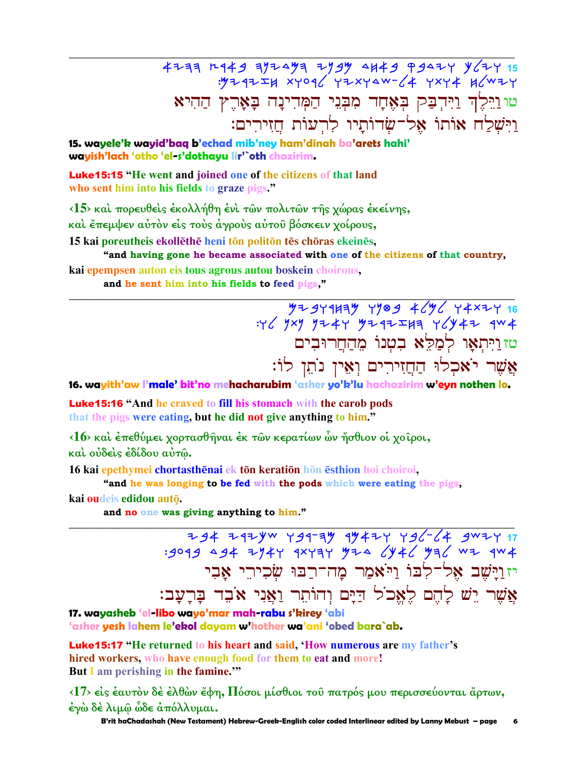טו וַיֵּלֶךְ וַיִּדְבַּק בְּאֶחָד מִבְּנֵי הַמְּדִינָה בָּאָרֶץ הַהִיא
וַיִּשְׁלַח אוֹתוֹ אֶל־שְׂדוֹתָיו לִרְעוֹת חֲזִירִים׃

**15. wayele'k wayid'baq b'echad mib'ney ham'dinah ba'arets hahi' wayish'lach 'otho 'el-s'dothayu lir'`oth chazirim.**

**Luke15:15** **"He went and joined one of the citizens of that land who sent him into his fields to graze pigs."**

‹15› καὶ πορευθεὶς ἐκολλήθη ἑνὶ τῶν πολιτῶν τῆς χώρας ἐκείνης,
καὶ ἔπεμψεν αὐτὸν εἰς τοὺς ἀγροὺς αὐτοῦ βόσκειν χοίρους,

15 kai poreutheis ekollēthē heni tōn politōn tēs chōras ekeinēs,
**"and having gone he became associated with one of the citizens of that country,**
kai epempsen auton eis tous agrous autou boskein choirous,
**and he sent him into his fields to feed pigs,"**

---

טז וַיִּתְאָו לְמַלֵּא בִטְנוֹ מֵהֶחָרוּבִים
אֲשֶׁר יֹאכְלוּ הַחֲזִירִים וְאֵין נֹתֵן לוֹ׃

**16. wayith'aw l'male' bit'no mehacharubim 'asher yo'k'lu hachazirim w'eyn nothen lo.**

**Luke15:16** **"And he craved to fill his stomach with the carob pods that the pigs were eating, but he did not give anything to him."**

‹16› καὶ ἐπεθύμει χορτασθῆναι ἐκ τῶν κερατίων ὧν ἤσθιον οἱ χοῖροι,
καὶ οὐδεὶς ἐδίδου αὐτῷ.

16 kai epethymei chortasthēnai ek tōn keratiōn hōn ēsthion hoi choiroi,
**"and he was longing to be fed with the pods which were eating the pigs,**
kai oudeis edidou autō.
**and no one was giving anything to him."**

---

יז וַיָּשָׁב אֶל־לִבּוֹ וַיֹּאמַר מָה־רַבּוּ שְׂכִירֵי אָבִי
אֲשֶׁר יֵשׁ לָהֶם לֶאֱכֹל דַּיָּם וְהוֹתֵר וַאֲנִי אֹבֵד בָּרָעָב׃

**17. wayasheb 'el-libo wayo'mar mah-rabu s'kirey 'abi 'asher yesh lahem le'ekol dayam w'hother wa'ani 'obed bara`ab.**

**Luke15:17** **"He returned to his heart and said, 'How numerous are my father's hired workers, who have enough food for them to eat and more! But I am perishing in the famine.'"**

‹17› εἰς ἑαυτὸν δὲ ἐλθὼν ἔφη, Πόσοι μίσθιοι τοῦ πατρός μου περισσεύονται ἄρτων,
ἐγὼ δὲ λιμῷ ὧδε ἀπόλλυμαι.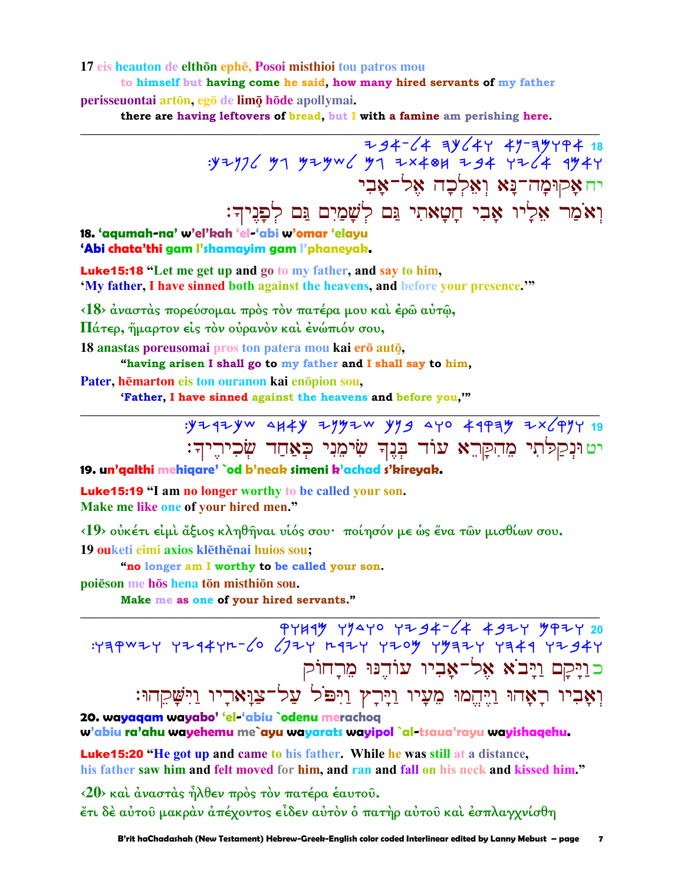17 eis heauton de elthōn ephē, Posoi misthioi tou patros mou

to himself but having come he said, how many hired servants of my father

perisseuontai artōn, egō de limō̧ hōde apollymai.

there are having leftovers of bread, but I with a famine am perishing here.

---

יח אָקוּמָה־נָּא וְאֵלְכָה אֶל־אָבִי
וְאֹמַר אֵלָיו אָבִי חָטָאתִי גַּם לְשָּׁמַיִם גַּם לְפָנֶיךָ׃

**18. 'aqumah-na' w'el'kah 'el-'abi w'omar 'elayu**
**'Abi chata'thi gam l'shamayim gam l'phaneyak.**

**Luke15:18** "Let me get up and go to my father, and say to him,
'My father, I have sinned both against the heavens, and before your presence.'"

‹18› ἀναστὰς πορεύσομαι πρὸς τὸν πατέρα μου καὶ ἐρῶ αὐτῷ,
Πάτερ, ἥμαρτον εἰς τὸν οὐρανὸν καὶ ἐνώπιόν σου,

18 anastas poreusomai pros ton patera mou kai erō autō̧,

"having arisen I shall go to my father and I shall say to him,

Pater, hēmarton eis ton ouranon kai enōpion sou,

'Father, I have sinned against the heavens and before you,'"

---

יט וּנְקַלֹּתִי מֵהִקָּרֵא עוֹד בְּנֶךָ שִׂימֵנִי כְּאַחַד שְׂכִירֶיךָ׃

**19. un'qalthi mehiqare' `od b'neak simeni k'achad s'kireyak.**

**Luke15:19** "I am no longer worthy to be called your son.
Make me like one of your hired men."

‹19› οὐκέτι εἰμὶ ἄξιος κληθῆναι υἱός σου· ποίησόν με ὡς ἕνα τῶν μισθίων σου.

19 ouketi eimi axios klēthēnai huios sou;

"no longer am I worthy to be called your son.

poiēson me hōs hena tōn misthiōn sou.

Make me as one of your hired servants."

---

כ וַיָּקָם וַיָּבֹא אֶל־אָבִיו עוֹדֶנּוּ מֵרָחוֹק
וְאָבִיו רָאָהוּ וַיֶּהֱמוּ מֵעָיו וַיָּרָץ וַיִּפֹּל עַל־צַוָּארָיו וַיִּשָּׁקֵהוּ׃

**20. wayaqam wayabo' 'el-'abiu `odenu merachoq**
**w'abiu ra'ahu wayehemu me`ayu wayarats wayipol `al-tsaua'rayu wayishaqehu.**

**Luke15:20** "He got up and came to his father. While he was still at a distance,
his father saw him and felt moved for him, and ran and fall on his neck and kissed him."

‹20› καὶ ἀναστὰς ἦλθεν πρὸς τὸν πατέρα ἑαυτοῦ.
ἔτι δὲ αὐτοῦ μακρὰν ἀπέχοντος εἶδεν αὐτὸν ὁ πατὴρ αὐτοῦ καὶ ἐσπλαγχνίσθη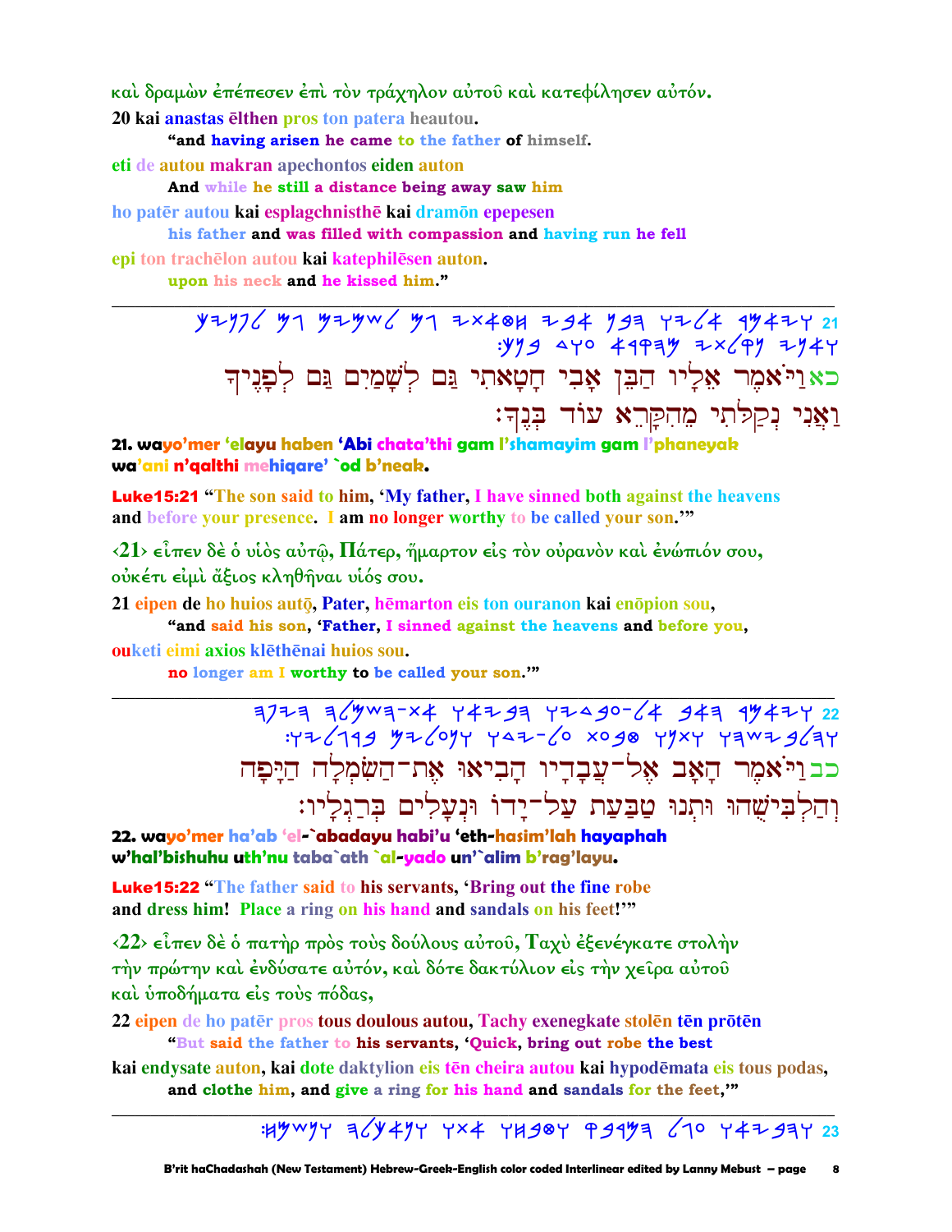καὶ δραμὼν ἐπέπεσεν ἐπὶ τὸν τράχηλον αὐτοῦ καὶ κατεφίλησεν αὐτόν.

20 kai anastas ēlthen pros ton patera heautou.
**"and having arisen he came to the father of himself.**

eti de autou makran apechontos eiden auton
**And while he still a distance being away saw him**

ho patēr autou kai esplagchnisthē kai dramōn epepesen
**his father and was filled with compassion and having run he fell**

epi ton trachēlon autou kai katephilēsen auton.
**upon his neck and he kissed him."**

---

21 ויאמר אליו הבן אבי חטאתי גם לשמים גם לפניך ואני נקלתי מהקרא עוד בנך:

כאוַיֹּאמֶר אֵלָיו הַבֵּן אָבִי חָטָאתִי גַּם לְשָׁמַיִם גַּם לְפָנֶיךָ וַאֲנִי נְקַלֹּתִי מֵהִקָּרֵא עוֹד בְּנֶךָ׃

**21. wayo'mer 'elayu haben 'Abi chata'thi gam l'shamayim gam l'phaneyak wa'ani n'qalthi mehiqare' `od b'neak.**

**Luke15:21 "The son said to him, 'My father, I have sinned both against the heavens and before your presence. I am no longer worthy to be called your son.'"**

‹21› εἶπεν δὲ ὁ υἱὸς αὐτῷ, Πάτερ, ἥμαρτον εἰς τὸν οὐρανὸν καὶ ἐνώπιόν σου, οὐκέτι εἰμὶ ἄξιος κληθῆναι υἱός σου.

21 eipen de ho huios autō, Pater, hēmarton eis ton ouranon kai enōpion sou,
**"and said his son, 'Father, I sinned against the heavens and before you,**

ouketi eimi axios klēthēnai huios sou.
**no longer am I worthy to be called your son.'"**

---

22 ויאמר האב אל־עבדיו הביאו את־השמלה היפה והלבישהו ותנו טבעת על־ידו ונעלים ברגליו:

כבוַיֹּאמֶר הָאָב אֶל־עֲבָדָיו הָבִיאוּ אֶת־הַשִּׂמְלָה הַיָּפָה וְהַלְבִּישֻׁהוּ וּתְנוּ טַבַּעַת עַל־יָדוֹ וּנְעָלִים בְּרַגְלָיו׃

**22. wayo'mer ha'ab 'el-`abadayu habi'u 'eth-hasim'lah hayaphah w'hal'bishuhu uth'nu taba`ath `al-yado un'`alim b'rag'layu.**

**Luke15:22 "The father said to his servants, 'Bring out the fine robe and dress him! Place a ring on his hand and sandals on his feet!'"**

‹22› εἶπεν δὲ ὁ πατὴρ πρὸς τοὺς δούλους αὐτοῦ, Ταχὺ ἐξενέγκατε στολὴν τὴν πρώτην καὶ ἐνδύσατε αὐτόν, καὶ δότε δακτύλιον εἰς τὴν χεῖρα αὐτοῦ καὶ ὑποδήματα εἰς τοὺς πόδας,

22 eipen de ho patēr pros tous doulous autou, Tachy exenegkate stolēn tēn prōtēn
**"But said the father to his servants, 'Quick, bring out robe the best**

kai endysate auton, kai dote daktylion eis tēn cheira autou kai hypodēmata eis tous podas,
**and clothe him, and give a ring for his hand and sandals for the feet,'"**

---

23 והביאו עגל המרבק וטבחו אתו ונאכלה ונשמח: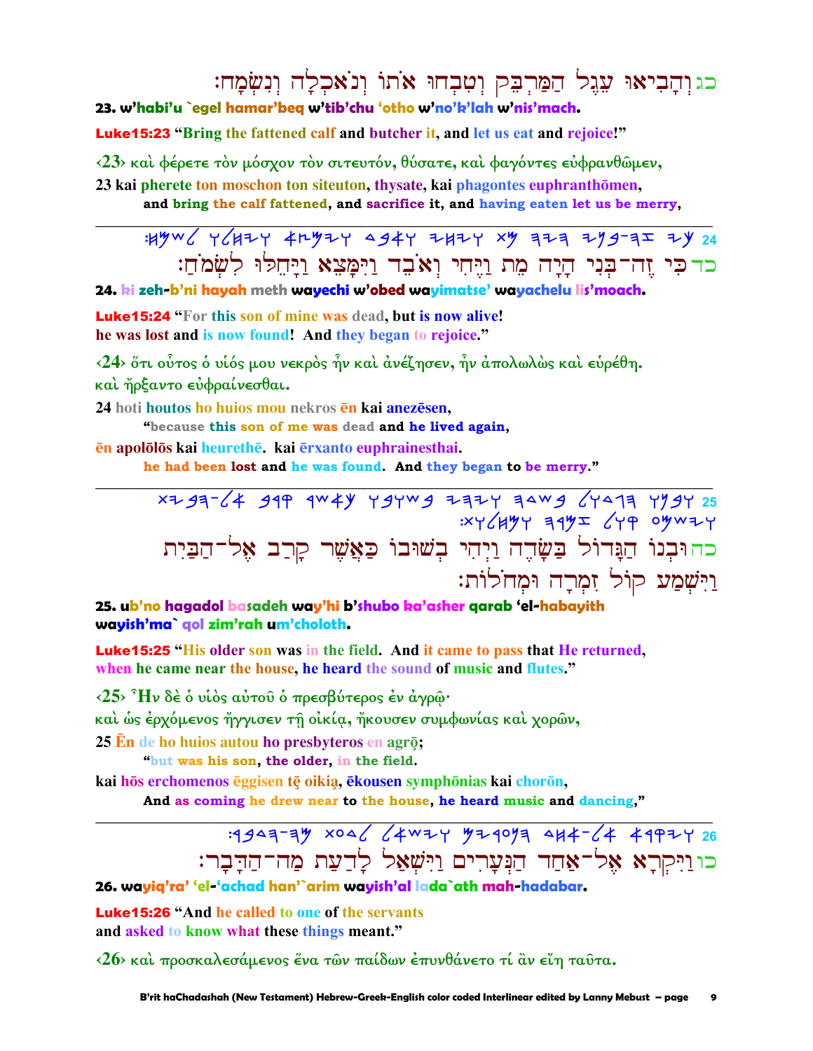כג וְהָבִיאוּ עֵגֶל הַמַּרְבֵּק וְטִבְחוּ אֹתוֹ וְנֹאכְלָה וְנִשְׂמָח׃

**23. w'habi'u `egel hamar'beq w'tib'chu 'otho w'no'k'lah w'nis'mach.**

**Luke15:23** "Bring the fattened calf and butcher it, and let us eat and rejoice!"

‹23› καὶ φέρετε τὸν μόσχον τὸν σιτευτόν, θύσατε, καὶ φαγόντες εὐφρανθῶμεν,

**23 kai pherete ton moschon ton siteuton, thysate, kai phagontes euphranthōmen,**

**and bring the calf fattened, and sacrifice it, and having eaten let us be merry,**

---

24 :חמשל ולחיו אצמיו דבאו יחיו תמ היה ינב-הז יכ

כד כִּי זֶה־בְנִי הָיָה מֵת וַיֶּחִי וְאֹבֵד וַיִּמָּצֵא וַיָּחֵלּוּ לִשְׂמֹחַ׃

**24. ki zeh-b'ni hayah meth wayechi w'obed wayimatse' wayachelu lis'moach.**

**Luke15:24** "For this son of mine was dead, but is now alive!
he was lost and is now found! And they began to rejoice."

‹24› ὅτι οὗτος ὁ υἱός μου νεκρὸς ἦν καὶ ἀνέζησεν, ἦν ἀπολωλὼς καὶ εὑρέθη.
καὶ ἤρξαντο εὐφραίνεσθαι.

**24 hoti houtos ho huios mou nekros ēn kai anezēsen,**

**"because this son of me was dead and he lived again,**

**ēn apolōlōs kai heurethē. kai ērxanto euphrainesthai.**

**he had been lost and he was found. And they began to be merry."**

---

25 תיבה-לא ברק רשאכ ובושב יהיו הדשב לודגה ונבו
:תוליחמו הרמז לוק עמשיו

כה וּבְנוֹ הַגָּדוֹל בַּשָּׂדֶה וַיְהִי בְּשׁוּבוֹ כַּאֲשֶׁר קָרַב אֶל־הַבַּיִת
וַיִּשְׁמַע קוֹל זִמְרָה וּמְחֹלוֹת׃

**25. ub'no hagadol basadeh way'hi b'shubo ka'asher qarab 'el-habayith wayish'ma` qol zim'rah um'choloth.**

**Luke15:25** "His older son was in the field. And it came to pass that He returned,
when he came near the house, he heard the sound of music and flutes."

‹25› Ἦν δὲ ὁ υἱὸς αὐτοῦ ὁ πρεσβύτερος ἐν ἀγρῷ·
καὶ ὡς ἐρχόμενος ἤγγισεν τῇ οἰκίᾳ, ἤκουσεν συμφωνίας καὶ χορῶν,

**25 Ēn de ho huios autou ho presbyteros en agrō;**

**"but was his son, the older, in the field.**

**kai hōs erchomenos ēggisen tē oikia, ēkousen symphōnias kai chorōn,**

**And as coming he drew near to the house, he heard music and dancing,"**

---

26 :רבדה-המ תעדל לאשיו םירענה דחא-לא ארקיו

כו וַיִּקְרָא אֶל־אַחַד הַנְּעָרִים וַיִּשְׁאַל לָדַעַת מַה־הַדָּבָר׃

**26. wayiq'ra' 'el-'achad han'`arim wayish'al lada`ath mah-hadabar.**

**Luke15:26** "And he called to one of the servants
and asked to know what these things meant."

‹26› καὶ προσκαλεσάμενος ἕνα τῶν παίδων ἐπυνθάνετο τί ἂν εἴη ταῦτα.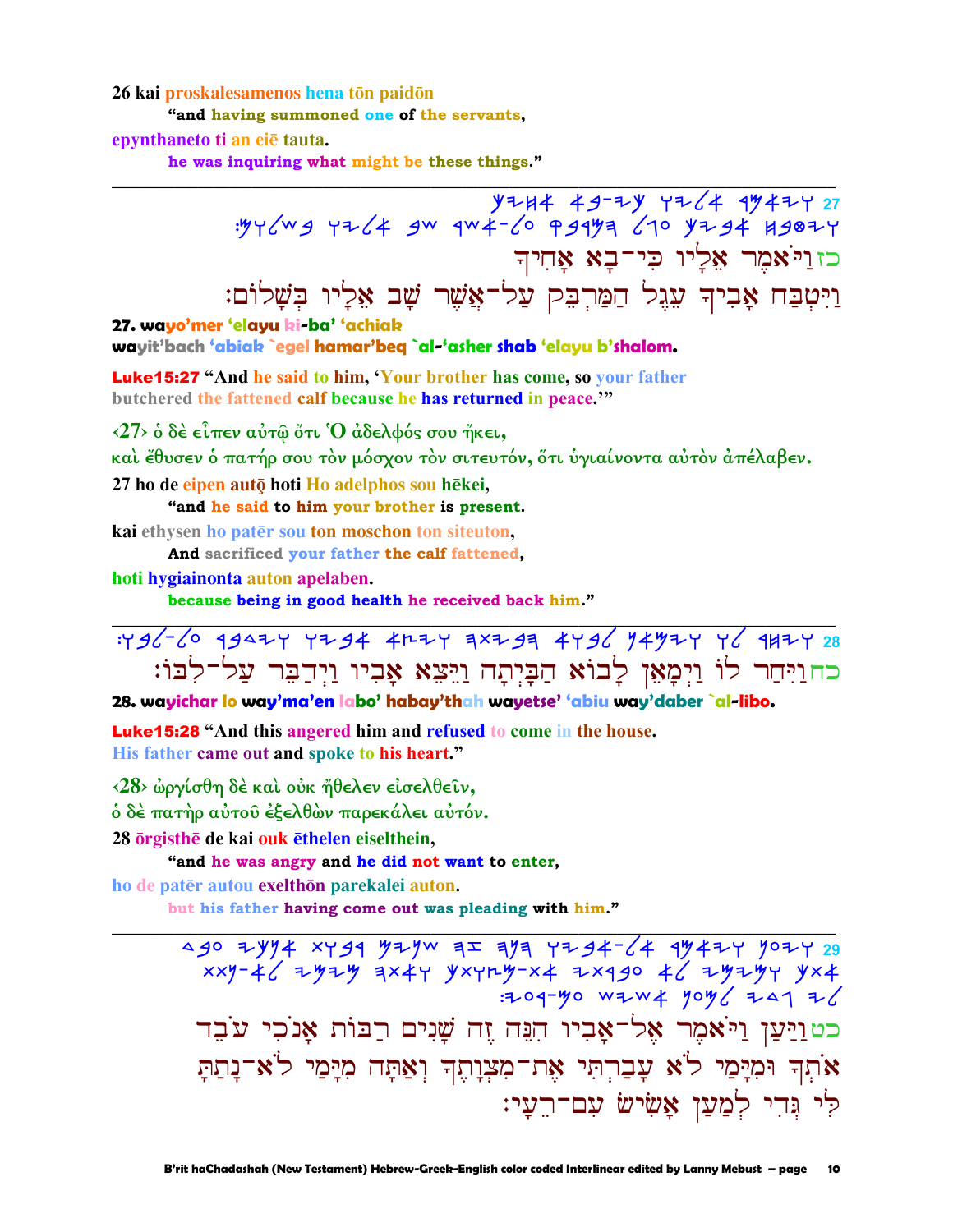26 kai proskalesamenos hena tōn paidōn

"and having summoned one of the servants,

epynthaneto ti an eiē tauta.

he was inquiring what might be these things."

---

27 𐤅𐤉𐤀𐤌𐤓 𐤀𐤋𐤉𐤅 𐤊𐤉-𐤁𐤀 𐤀𐤇𐤉𐤊
𐤅𐤉𐤈𐤁𐤇 𐤀𐤁𐤉𐤊 𐤏𐤂𐤋 𐤄𐤌𐤓𐤁𐤒 𐤏𐤋-𐤀𐤔𐤓 𐤔𐤁 𐤀𐤋𐤉𐤅 𐤁𐤔𐤋𐤅𐤌:

כזוַיֹּאמֶר אֵלָיו כִּי־בָא אָחִיךָ
וַיִּטְבַּח אָבִיךָ עֵגֶל הַמַּרְבֵּק עַל־אֲשֶׁר שָׁב אֵלָיו בְּשָׁלוֹם׃

**27. wayo'mer 'elayu ki-ba' 'achiak**
**wayit'bach 'abiak `egel hamar'beq `al-'asher shab 'elayu b'shalom.**

**Luke15:27** "And he said to him, 'Your brother has come, so your father butchered the fattened calf because he has returned in peace.'"

‹27› ὁ δὲ εἶπεν αὐτῷ ὅτι Ὁ ἀδελφός σου ἥκει,
καὶ ἔθυσεν ὁ πατήρ σου τὸν μόσχον τὸν σιτευτόν, ὅτι ὑγιαίνοντα αὐτὸν ἀπέλαβεν.

27 ho de eipen autō hoti Ho adelphos sou hēkei,

"and he said to him your brother is present.

kai ethysen ho patēr sou ton moschon ton siteuton,

And sacrificed your father the calf fattened,

hoti hygiainonta auton apelaben.

because being in good health he received back him."

---

28 𐤅𐤉𐤇𐤓 𐤋𐤅 𐤅𐤉𐤌𐤀𐤍 𐤋𐤁𐤅𐤀 𐤄𐤁𐤉𐤕𐤄 𐤅𐤉𐤑𐤀 𐤀𐤁𐤉𐤅 𐤅𐤉𐤃𐤁𐤓 𐤏𐤋-𐤋𐤁𐤅:

כחוַיִּחַר לוֹ וַיְמָאֵן לָבוֹא הַבַּיְתָה וַיֵּצֵא אָבִיו וַיְדַבֵּר עַל־לִבּוֹ׃

**28. wayichar lo way'ma'en labo' habay'thah wayetse' 'abiu way'daber `al-libo.**

**Luke15:28** "And this angered him and refused to come in the house. His father came out and spoke to his heart."

‹28› ὠργίσθη δὲ καὶ οὐκ ἤθελεν εἰσελθεῖν,
ὁ δὲ πατὴρ αὐτοῦ ἐξελθὼν παρεκάλει αὐτόν.

28 ōrgisthē de kai ouk ēthelen eiselthein,

"and he was angry and he did not want to enter,

ho de patēr autou exelthōn parekalei auton.

but his father having come out was pleading with him."

---

29 𐤅𐤉𐤏𐤍 𐤅𐤉𐤀𐤌𐤓 𐤀𐤋-𐤀𐤁𐤉𐤅 𐤄𐤍𐤄 𐤆𐤄 𐤔𐤍𐤉𐤌 𐤓𐤁𐤅𐤕 𐤀𐤍𐤊𐤉 𐤏𐤁𐤃
𐤀𐤕𐤊 𐤅𐤌𐤉𐤌𐤉 𐤋𐤀 𐤏𐤁𐤓𐤕𐤉 𐤀𐤕-𐤌𐤑𐤅𐤕𐤊 𐤅𐤀𐤕𐤄 𐤌𐤉𐤌𐤉 𐤋𐤀-𐤍𐤕𐤕
𐤋𐤉 𐤂𐤃𐤉 𐤋𐤌𐤏𐤍 𐤀𐤔𐤉𐤔 𐤏𐤌-𐤓𐤏𐤉:

כטוַיַּעַן וַיֹּאמֶר אֶל־אָבִיו הִנֵּה זֶה שָׁנִים רַבּוֹת אָנֹכִי עֹבֵד
אֹתְךָ וּמִיָּמַי לֹא עָבַרְתִּי אֶת־מִצְוָתֶךָ וְאַתָּה מִיָּמַי לֹא־נָתַתָּ
לִּי גְּדִי לְמַעַן אָשִׂישׂ עִם־רֵעָי׃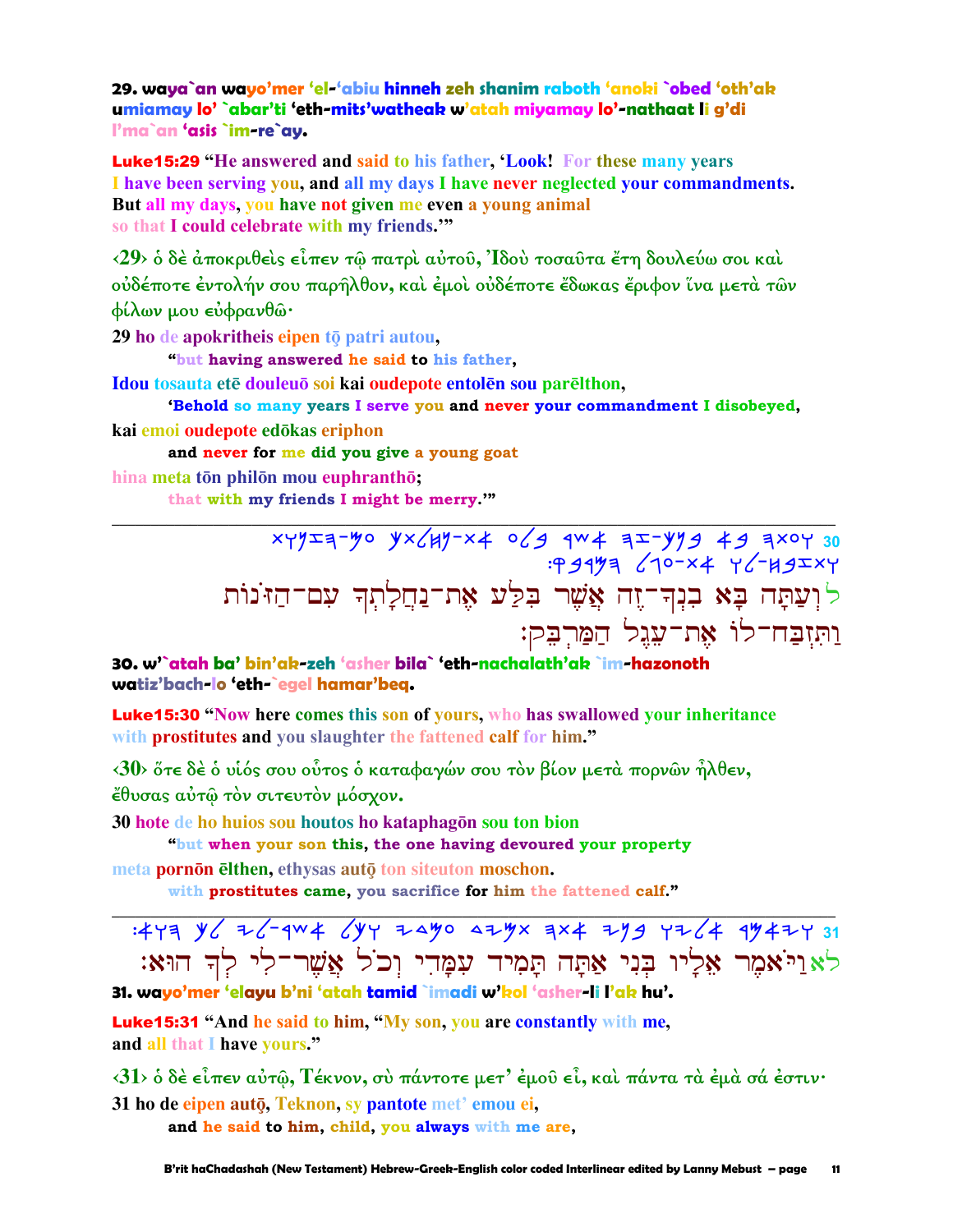**29. waya`an wayo'mer 'el-'abiu hinneh zeh shanim raboth 'anoki `obed 'oth'ak umiamay lo' `abar'ti 'eth-mits'watheak w'atah miyamay lo'-nathaat li g'di l'ma`an 'asis `im-re`ay.**

**Luke15:29** "He answered and said to his father, 'Look! For these many years I have been serving you, and all my days I have never neglected your commandments. But all my days, you have not given me even a young animal so that I could celebrate with my friends.'"

‹29› ὁ δὲ ἀποκριθεὶς εἶπεν τῷ πατρὶ αὐτοῦ, Ἰδοὺ τοσαῦτα ἔτη δουλεύω σοι καὶ οὐδέποτε ἐντολήν σου παρῆλθον, καὶ ἐμοὶ οὐδέποτε ἔδωκας ἔριφον ἵνα μετὰ τῶν φίλων μου εὐφρανθῶ·

29 ho de apokritheis eipen tō patri autou,
"but having answered he said to his father,
Idou tosauta etē douleuō soi kai oudepote entolēn sou parēlthon,
'Behold so many years I serve you and never your commandment I disobeyed,
kai emoi oudepote edōkas eriphon
and never for me did you give a young goat
hina meta tōn philōn mou euphranthō;
that with my friends I might be merry.'"

---

30 לוְעַתָּה בָּא בִנְךָ־זֶה אֲשֶׁר בִּלַּע אֶת־נַחֲלָתְךָ עִם־הַזֹּנוֹת וַתִּזְבַּח־לוֹ אֶת־עֵגֶל הַמַּרְבֵּק׃

**30. w'`atah ba' bin'ak-zeh 'asher bila` 'eth-nachalath'ak `im-hazonoth watiz'bach-lo 'eth-`egel hamar'beq.**

**Luke15:30** "Now here comes this son of yours, who has swallowed your inheritance with prostitutes and you slaughter the fattened calf for him."

‹30› ὅτε δὲ ὁ υἱός σου οὗτος ὁ καταφαγών σου τὸν βίον μετὰ πορνῶν ἦλθεν, ἔθυσας αὐτῷ τὸν σιτευτὸν μόσχον.

30 hote de ho huios sou houtos ho kataphagōn sou ton bion
"but when your son this, the one having devoured your property
meta pornōn ēlthen, ethysas autō ton siteuton moschon.
with prostitutes came, you sacrifice for him the fattened calf."

---

31 לאוַיֹּאמֶר אֵלָיו בְּנִי אַתָּה תָּמִיד עִמָּדִי וְכֹל אֲשֶׁר־לִי לְךָ הוּא׃

**31. wayo'mer 'elayu b'ni 'atah tamid `imadi w'kol 'asher-li l'ak hu'.**

**Luke15:31** "And he said to him, "My son, you are constantly with me, and all that I have yours."

‹31› ὁ δὲ εἶπεν αὐτῷ, Τέκνον, σὺ πάντοτε μετ' ἐμοῦ εἶ, καὶ πάντα τὰ ἐμὰ σά ἐστιν·

31 ho de eipen autō, Teknon, sy pantote met' emou ei,
and he said to him, child, you always with me are,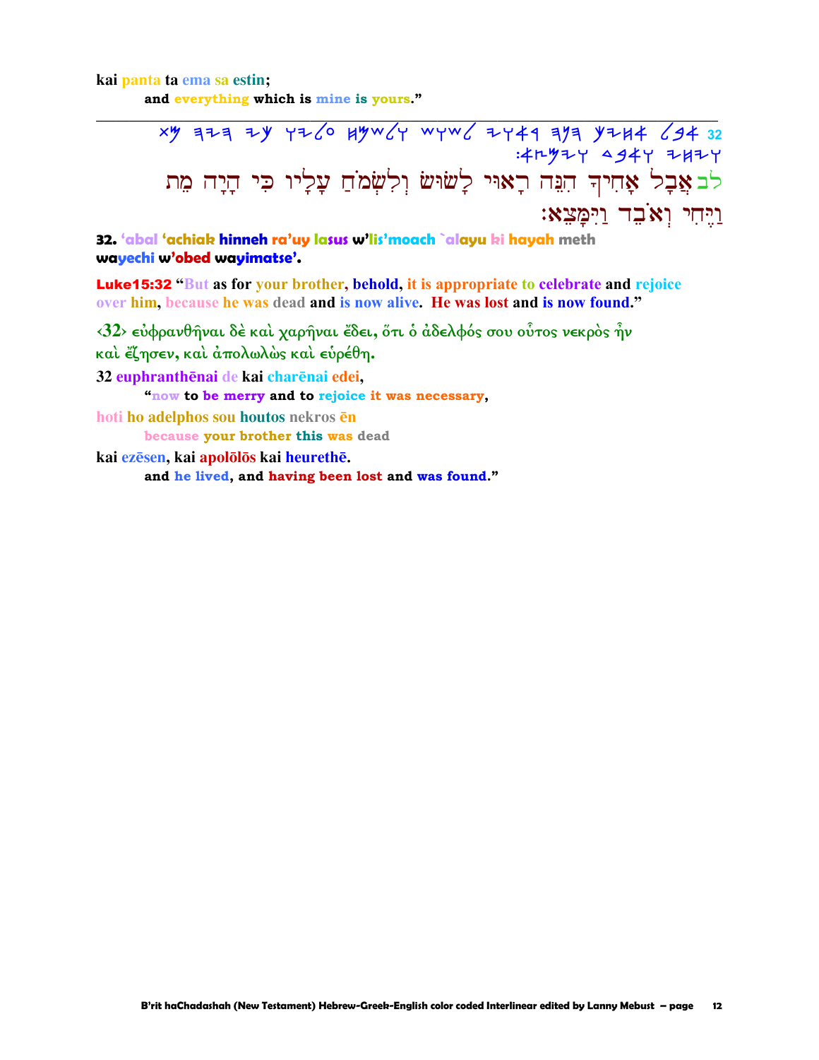kai panta ta ema sa estin;

and everything which is mine is yours."

---

32 ×ᛘ ᚨᛁᚨ ᛁᛘ ᛉᛁᛚᛟ ᚺᛘᚹᛚᛉ ᚹᛉᚹᛚ ᛁᛉᚾᛃ ᚨᛘᚨ ᛉᛁᚺᚾ ᛚᛒᚾ
:ᚾᛚᛘᛁᛉ ᛞᛒᚾᛉ ᛁᚺᛁᛉ

לב אֲבָל אָחִיךָ הִנֵּה רָאוּי לָשׂוּשׂ וְלִשְׂמֹחַ עָלָיו כִּי הָיָה מֵת וַיֶּחִי וְאֹבֵד וַיִּמָּצֵא׃

**32. 'abal 'achiak hinneh ra'uy lasus w'lis'moach `alayu ki hayah meth wayechi w'obed wayimatse'.**

**Luke15:32** "But as for your brother, behold, it is appropriate to celebrate and rejoice over him, because he was dead and is now alive. He was lost and is now found."

‹32› εὐφρανθῆναι δὲ καὶ χαρῆναι ἔδει, ὅτι ὁ ἀδελφός σου οὗτος νεκρὸς ἦν καὶ ἔζησεν, καὶ ἀπολωλὼς καὶ εὑρέθη.

32 euphranthēnai de kai charēnai edei,

"now to be merry and to rejoice it was necessary,

hoti ho adelphos sou houtos nekros ēn

because your brother this was dead

kai ezēsen, kai apolōlōs kai heurethē.

and he lived, and having been lost and was found."